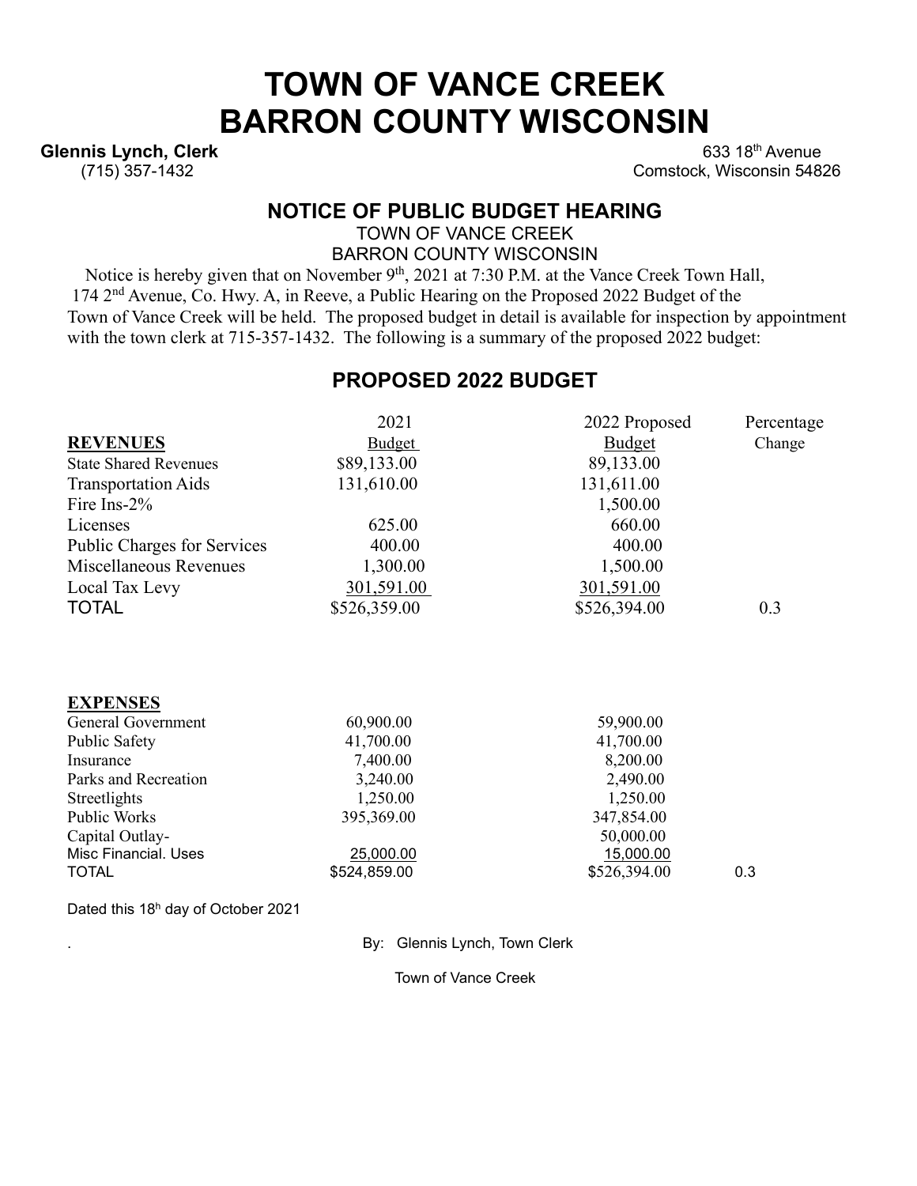# TOWN OF VANCE CREEK
# BARRON COUNTY WISCONSIN

**Glennis Lynch, Clerk**
(715) 357-1432

633 18th Avenue
Comstock, Wisconsin 54826

## NOTICE OF PUBLIC BUDGET HEARING

TOWN OF VANCE CREEK
BARRON COUNTY WISCONSIN

Notice is hereby given that on November 9th, 2021 at 7:30 P.M. at the Vance Creek Town Hall, 174 2nd Avenue, Co. Hwy. A, in Reeve, a Public Hearing on the Proposed 2022 Budget of the Town of Vance Creek will be held. The proposed budget in detail is available for inspection by appointment with the town clerk at 715-357-1432. The following is a summary of the proposed 2022 budget:

## PROPOSED 2022 BUDGET

| **REVENUES** | 2021 Budget | 2022 Proposed Budget | Percentage Change |
|---|---|---|---|
| State Shared Revenues | $89,133.00 | 89,133.00 | |
| Transportation Aids | 131,610.00 | 131,611.00 | |
| Fire Ins-2% | | 1,500.00 | |
| Licenses | 625.00 | 660.00 | |
| Public Charges for Services | 400.00 | 400.00 | |
| Miscellaneous Revenues | 1,300.00 | 1,500.00 | |
| Local Tax Levy | 301,591.00 | 301,591.00 | |
| TOTAL | $526,359.00 | $526,394.00 | 0.3 |

| **EXPENSES** | 2021 Budget | 2022 Proposed Budget | Percentage Change |
|---|---|---|---|
| General Government | 60,900.00 | 59,900.00 | |
| Public Safety | 41,700.00 | 41,700.00 | |
| Insurance | 7,400.00 | 8,200.00 | |
| Parks and Recreation | 3,240.00 | 2,490.00 | |
| Streetlights | 1,250.00 | 1,250.00 | |
| Public Works | 395,369.00 | 347,854.00 | |
| Capital Outlay- | | 50,000.00 | |
| Misc Financial. Uses | 25,000.00 | 15,000.00 | |
| TOTAL | $524,859.00 | $526,394.00 | 0.3 |

Dated this 18h day of October 2021

By: Glennis Lynch, Town Clerk

Town of Vance Creek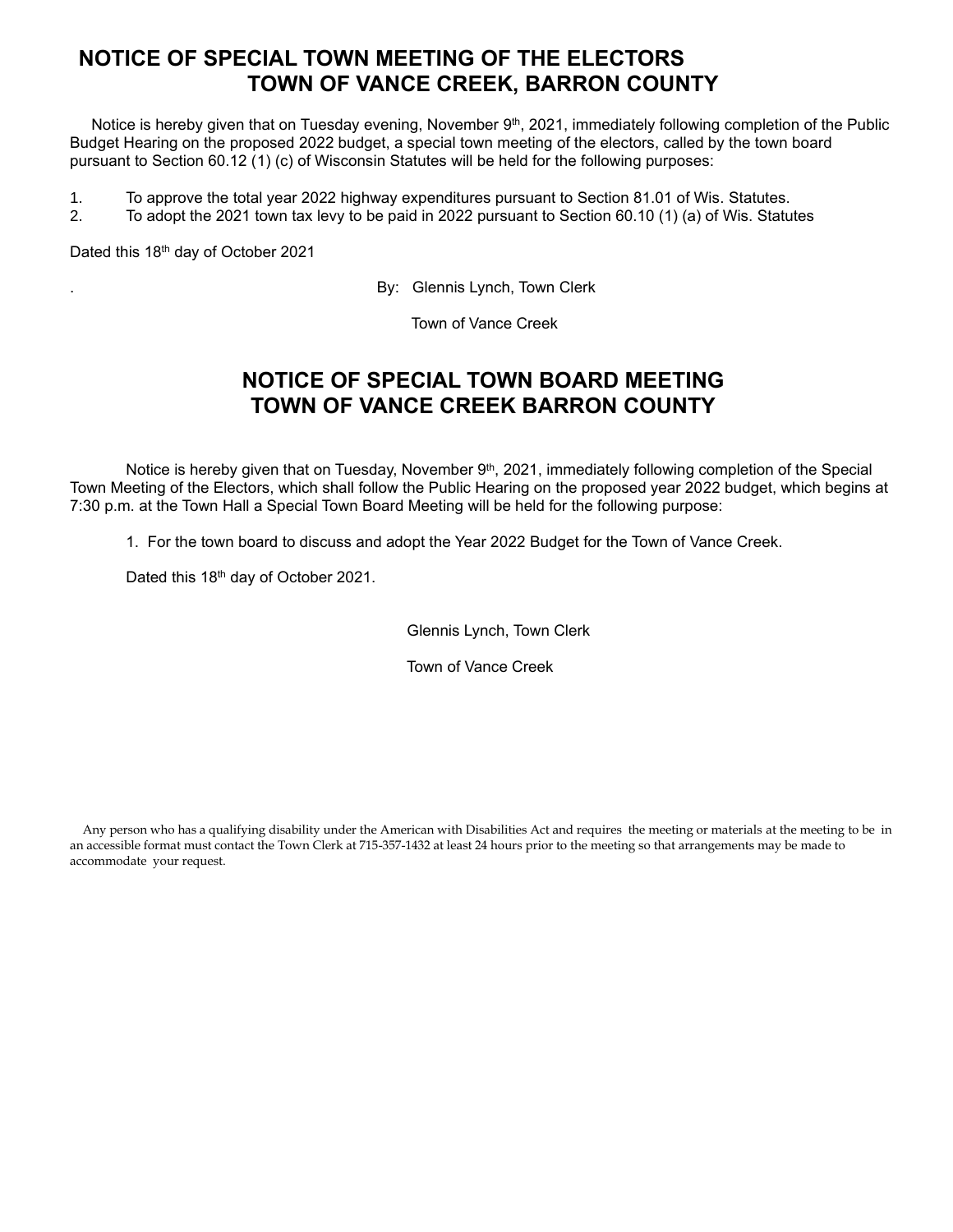# NOTICE OF SPECIAL TOWN MEETING OF THE ELECTORS TOWN OF VANCE CREEK, BARRON COUNTY

Notice is hereby given that on Tuesday evening, November 9th, 2021, immediately following completion of the Public Budget Hearing on the proposed 2022 budget, a special town meeting of the electors, called by the town board pursuant to Section 60.12 (1) (c) of Wisconsin Statutes will be held for the following purposes:

1. To approve the total year 2022 highway expenditures pursuant to Section 81.01 of Wis. Statutes.
2. To adopt the 2021 town tax levy to be paid in 2022 pursuant to Section 60.10 (1) (a) of Wis. Statutes

Dated this 18th day of October 2021

By: Glennis Lynch, Town Clerk

Town of Vance Creek

# NOTICE OF SPECIAL TOWN BOARD MEETING TOWN OF VANCE CREEK BARRON COUNTY

Notice is hereby given that on Tuesday, November 9th, 2021, immediately following completion of the Special Town Meeting of the Electors, which shall follow the Public Hearing on the proposed year 2022 budget, which begins at 7:30 p.m. at the Town Hall a Special Town Board Meeting will be held for the following purpose:

1. For the town board to discuss and adopt the Year 2022 Budget for the Town of Vance Creek.

Dated this 18th day of October 2021.

Glennis Lynch, Town Clerk

Town of Vance Creek

Any person who has a qualifying disability under the American with Disabilities Act and requires the meeting or materials at the meeting to be in an accessible format must contact the Town Clerk at 715-357-1432 at least 24 hours prior to the meeting so that arrangements may be made to accommodate your request.